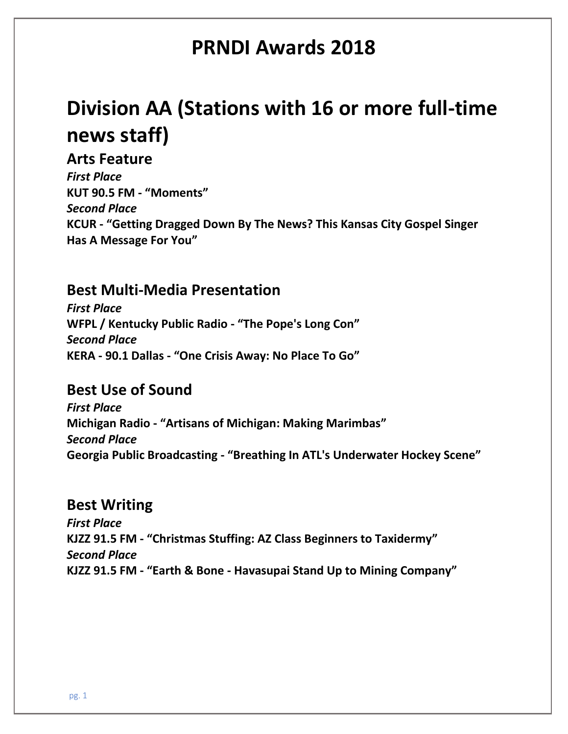# PRNDI Awards 2018

# Division AA (Stations with 16 or more full-time news staff)

## Arts Feature

***First Place***
**KUT 90.5 FM - "Moments"**
***Second Place***
**KCUR - "Getting Dragged Down By The News? This Kansas City Gospel Singer Has A Message For You"**

## Best Multi-Media Presentation

***First Place***
**WFPL / Kentucky Public Radio - "The Pope's Long Con"**
***Second Place***
**KERA - 90.1 Dallas - "One Crisis Away: No Place To Go"**

## Best Use of Sound

***First Place***
**Michigan Radio - "Artisans of Michigan: Making Marimbas"**
***Second Place***
**Georgia Public Broadcasting - "Breathing In ATL's Underwater Hockey Scene"**

## Best Writing

***First Place***
**KJZZ 91.5 FM - "Christmas Stuffing: AZ Class Beginners to Taxidermy"**
***Second Place***
**KJZZ 91.5 FM - "Earth & Bone - Havasupai Stand Up to Mining Company"**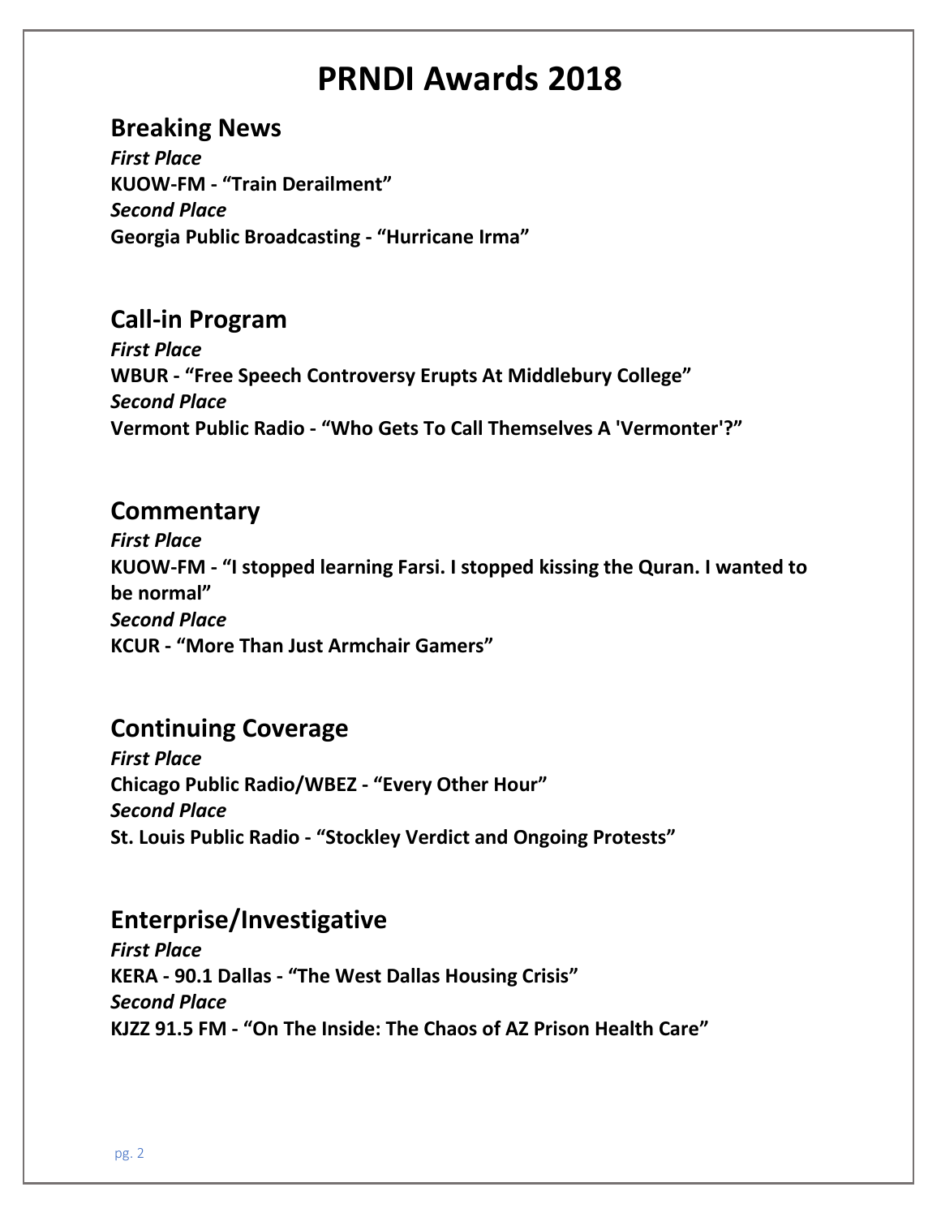# PRNDI Awards 2018

## Breaking News

***First Place***
**KUOW-FM - "Train Derailment"**
***Second Place***
**Georgia Public Broadcasting - "Hurricane Irma"**

## Call-in Program

***First Place***
**WBUR - "Free Speech Controversy Erupts At Middlebury College"**
***Second Place***
**Vermont Public Radio - "Who Gets To Call Themselves A 'Vermonter'?"**

## Commentary

***First Place***
**KUOW-FM - "I stopped learning Farsi. I stopped kissing the Quran. I wanted to be normal"**
***Second Place***
**KCUR - "More Than Just Armchair Gamers"**

## Continuing Coverage

***First Place***
**Chicago Public Radio/WBEZ - "Every Other Hour"**
***Second Place***
**St. Louis Public Radio - "Stockley Verdict and Ongoing Protests"**

## Enterprise/Investigative

***First Place***
**KERA - 90.1 Dallas - "The West Dallas Housing Crisis"**
***Second Place***
**KJZZ 91.5 FM - "On The Inside: The Chaos of AZ Prison Health Care"**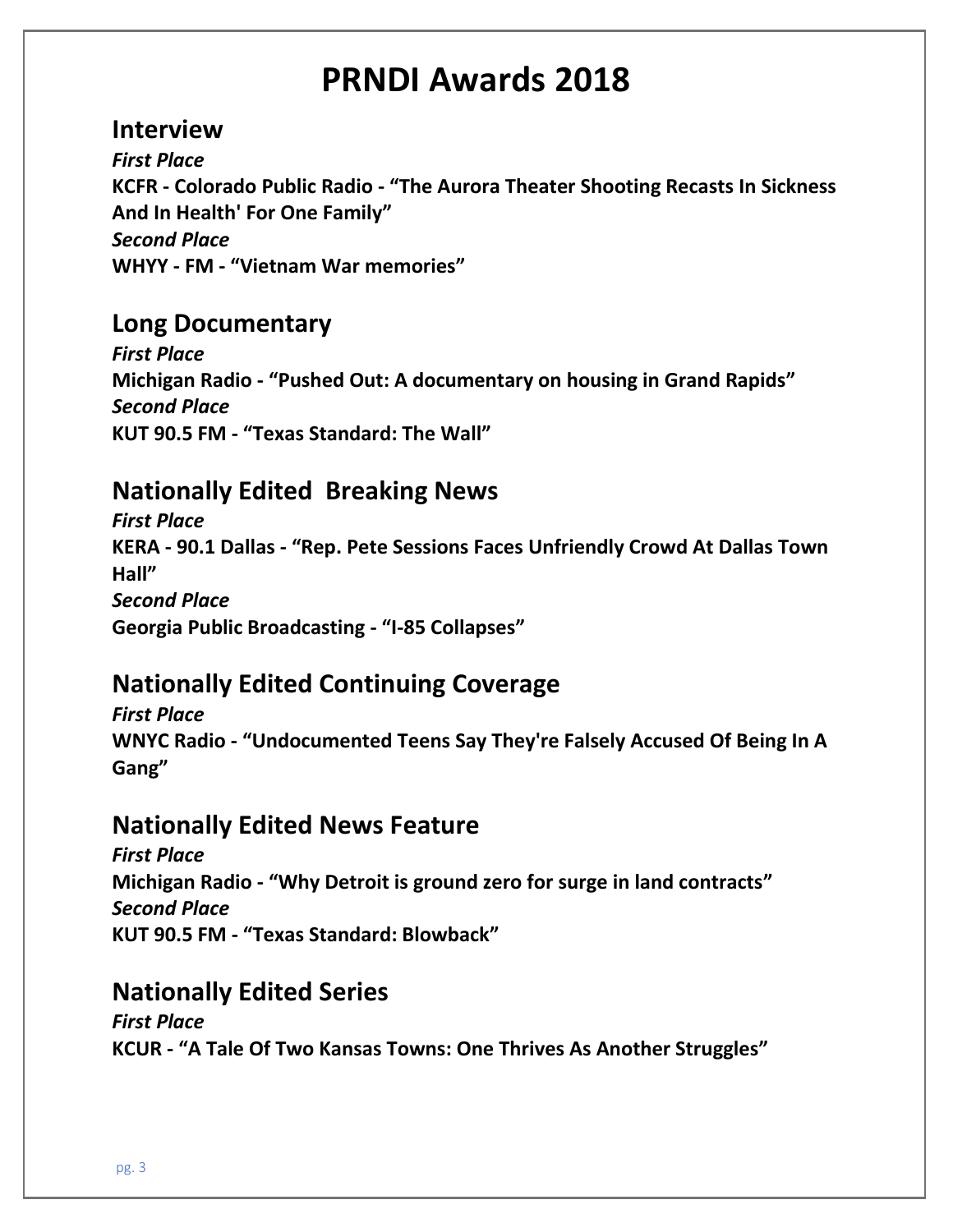# PRNDI Awards 2018

## Interview

***First Place***

**KCFR - Colorado Public Radio - "The Aurora Theater Shooting Recasts In Sickness And In Health' For One Family"**

***Second Place***

**WHYY - FM - "Vietnam War memories"**

## Long Documentary

***First Place***

**Michigan Radio - "Pushed Out: A documentary on housing in Grand Rapids"**

***Second Place***

**KUT 90.5 FM - "Texas Standard: The Wall"**

## Nationally Edited Breaking News

***First Place***

**KERA - 90.1 Dallas - "Rep. Pete Sessions Faces Unfriendly Crowd At Dallas Town Hall"**

***Second Place***

**Georgia Public Broadcasting - "I-85 Collapses"**

## Nationally Edited Continuing Coverage

***First Place***

**WNYC Radio - "Undocumented Teens Say They're Falsely Accused Of Being In A Gang"**

## Nationally Edited News Feature

***First Place***

**Michigan Radio - "Why Detroit is ground zero for surge in land contracts"**

***Second Place***

**KUT 90.5 FM - "Texas Standard: Blowback"**

## Nationally Edited Series

***First Place***

**KCUR - "A Tale Of Two Kansas Towns: One Thrives As Another Struggles"**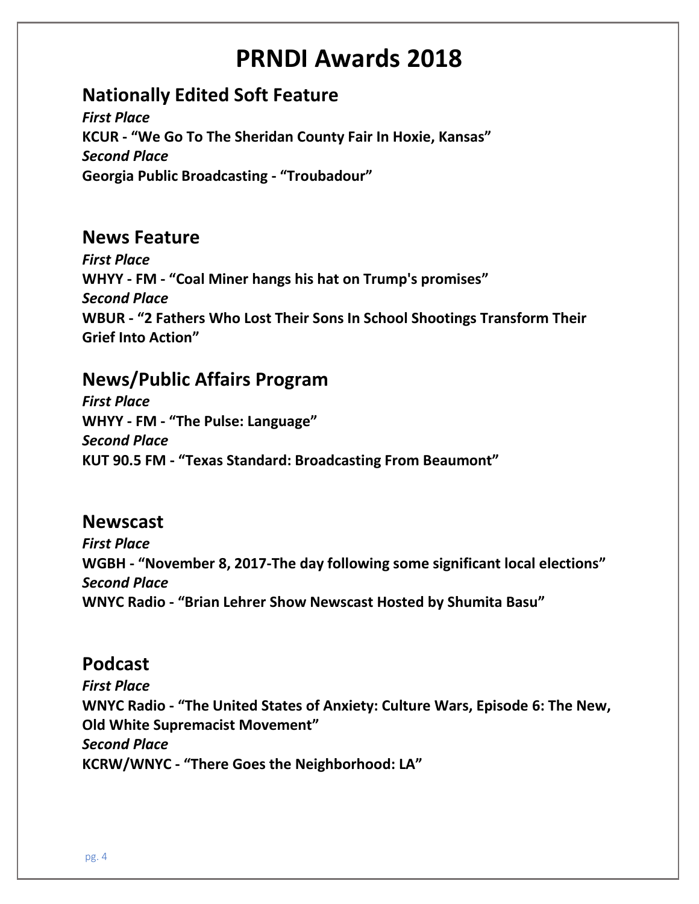# PRNDI Awards 2018

## Nationally Edited Soft Feature

***First Place***

**KCUR - “We Go To The Sheridan County Fair In Hoxie, Kansas”**

***Second Place***

**Georgia Public Broadcasting - “Troubadour”**

## News Feature

***First Place***

**WHYY - FM - “Coal Miner hangs his hat on Trump's promises”**

***Second Place***

**WBUR - “2 Fathers Who Lost Their Sons In School Shootings Transform Their Grief Into Action”**

## News/Public Affairs Program

***First Place***

**WHYY - FM - “The Pulse: Language”**

***Second Place***

**KUT 90.5 FM - “Texas Standard: Broadcasting From Beaumont”**

## Newscast

***First Place***

**WGBH - “November 8, 2017-The day following some significant local elections”**

***Second Place***

**WNYC Radio - “Brian Lehrer Show Newscast Hosted by Shumita Basu”**

## Podcast

***First Place***

**WNYC Radio - “The United States of Anxiety: Culture Wars, Episode 6: The New, Old White Supremacist Movement”**

***Second Place***

**KCRW/WNYC - “There Goes the Neighborhood: LA”**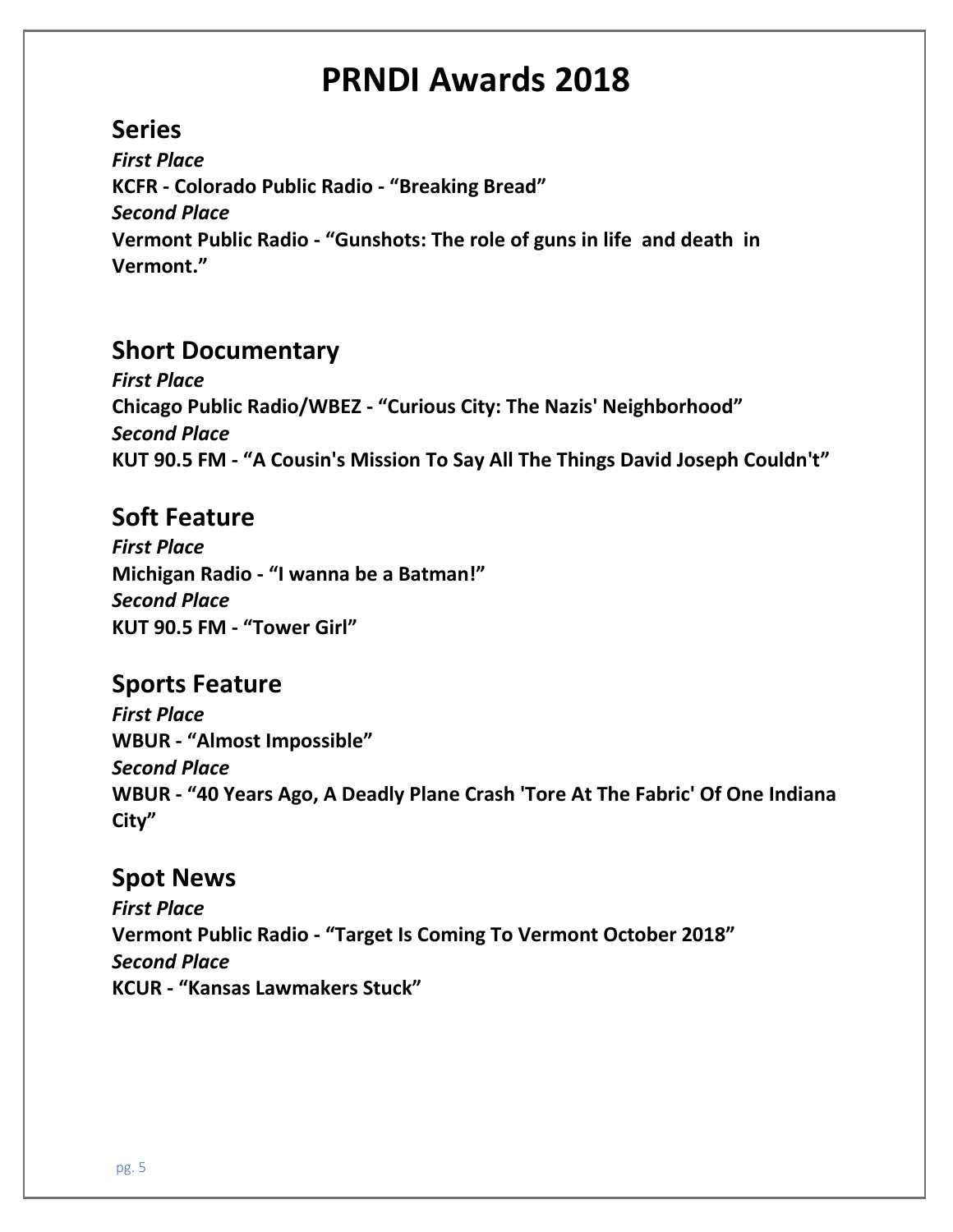# PRNDI Awards 2018

## Series

***First Place***

**KCFR - Colorado Public Radio - "Breaking Bread"**

***Second Place***

**Vermont Public Radio - "Gunshots: The role of guns in life and death in Vermont."**

## Short Documentary

***First Place***

**Chicago Public Radio/WBEZ - "Curious City: The Nazis' Neighborhood"**

***Second Place***

**KUT 90.5 FM - "A Cousin's Mission To Say All The Things David Joseph Couldn't"**

## Soft Feature

***First Place***

**Michigan Radio - "I wanna be a Batman!"**

***Second Place***

**KUT 90.5 FM - "Tower Girl"**

## Sports Feature

***First Place***

**WBUR - "Almost Impossible"**

***Second Place***

**WBUR - "40 Years Ago, A Deadly Plane Crash 'Tore At The Fabric' Of One Indiana City"**

## Spot News

***First Place***

**Vermont Public Radio - "Target Is Coming To Vermont October 2018"**

***Second Place***

**KCUR - "Kansas Lawmakers Stuck"**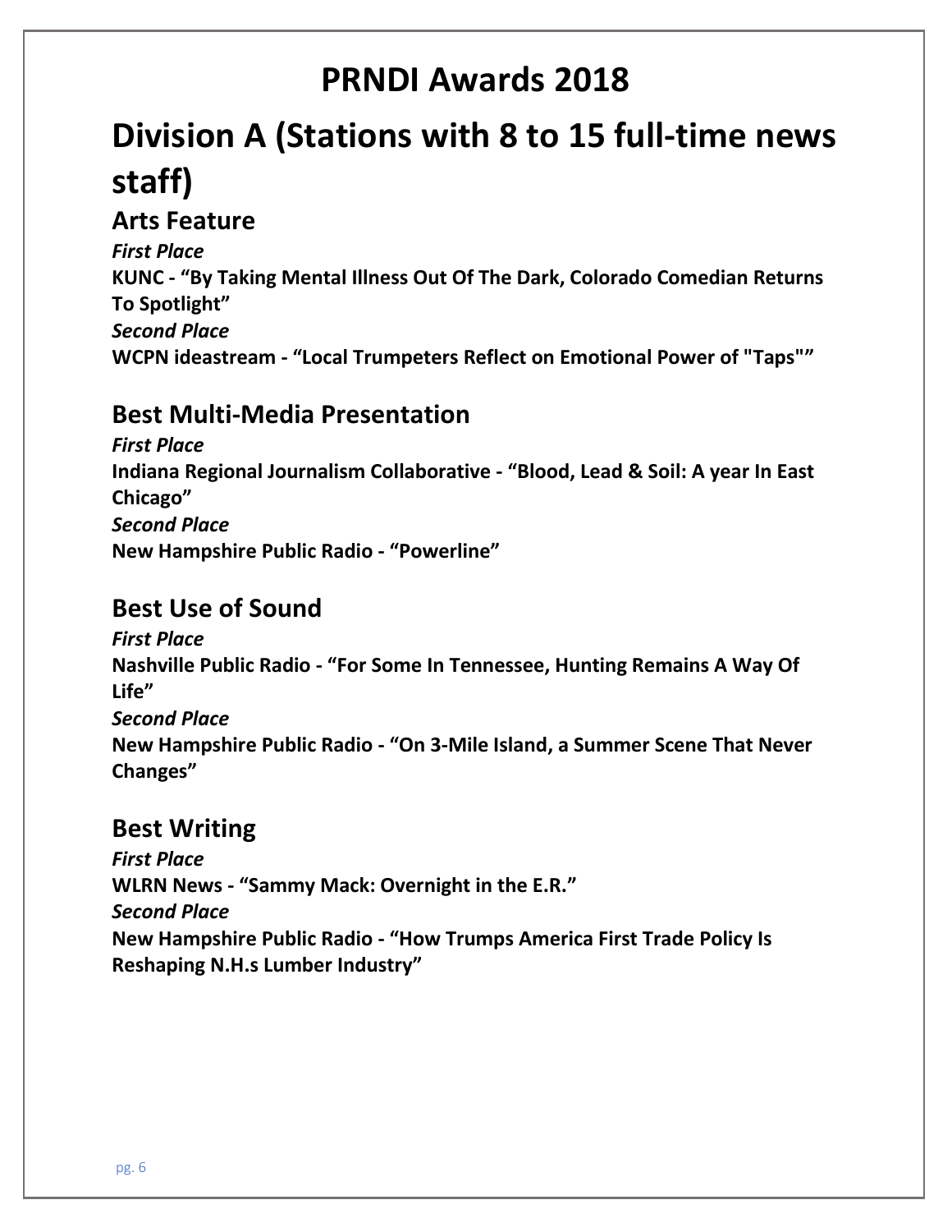# PRNDI Awards 2018

# Division A (Stations with 8 to 15 full-time news staff)

## Arts Feature

***First Place***

**KUNC - "By Taking Mental Illness Out Of The Dark, Colorado Comedian Returns To Spotlight"**

***Second Place***

**WCPN ideastream - "Local Trumpeters Reflect on Emotional Power of "Taps""**

## Best Multi-Media Presentation

***First Place***

**Indiana Regional Journalism Collaborative - "Blood, Lead & Soil: A year In East Chicago"**

***Second Place***

**New Hampshire Public Radio - "Powerline"**

## Best Use of Sound

***First Place***

**Nashville Public Radio - "For Some In Tennessee, Hunting Remains A Way Of Life"**

***Second Place***

**New Hampshire Public Radio - "On 3-Mile Island, a Summer Scene That Never Changes"**

## Best Writing

***First Place***

**WLRN News - "Sammy Mack: Overnight in the E.R."**

***Second Place***

**New Hampshire Public Radio - "How Trumps America First Trade Policy Is Reshaping N.H.s Lumber Industry"**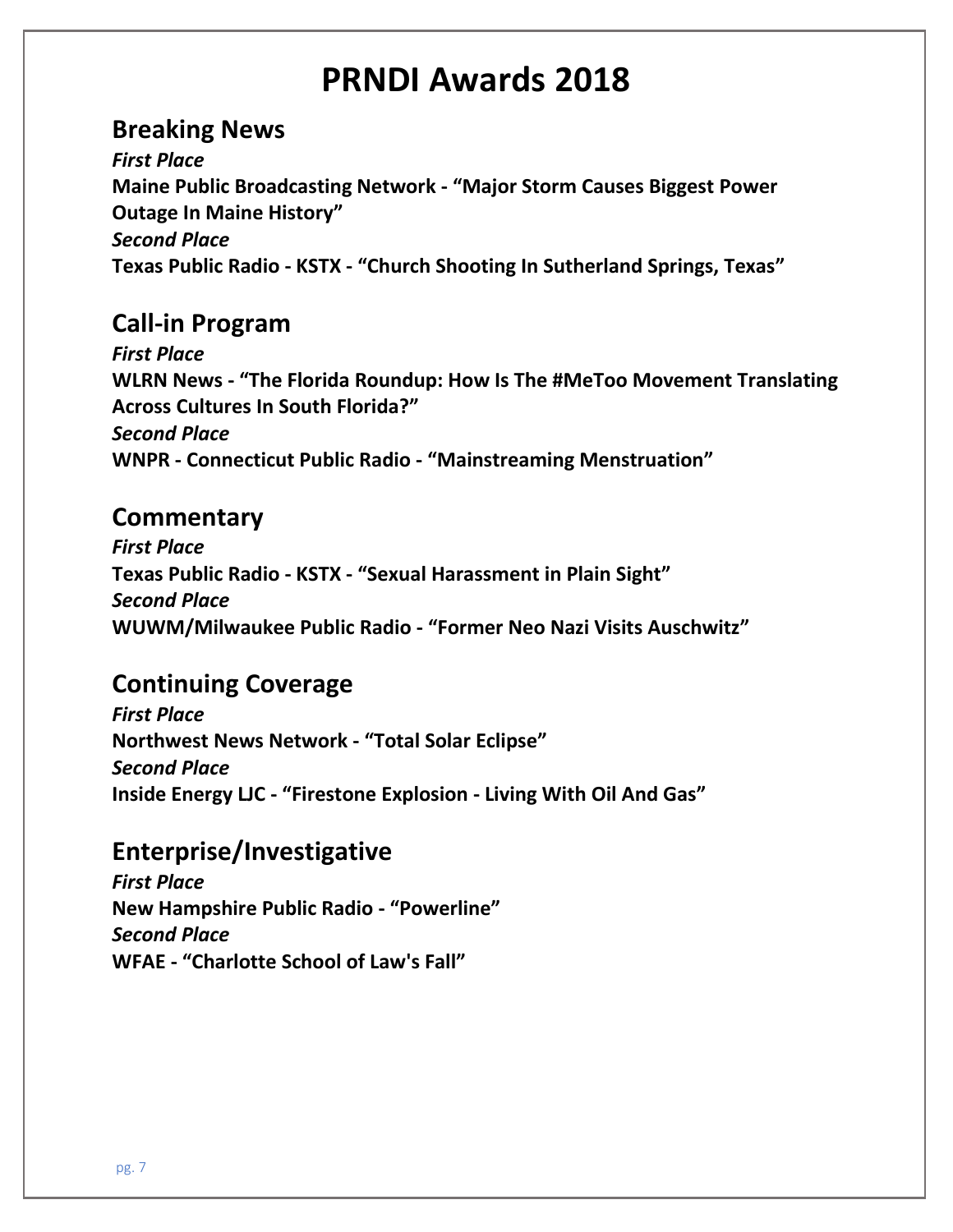# PRNDI Awards 2018

## Breaking News

***First Place***

**Maine Public Broadcasting Network - "Major Storm Causes Biggest Power Outage In Maine History"**

***Second Place***

**Texas Public Radio - KSTX - "Church Shooting In Sutherland Springs, Texas"**

## Call-in Program

***First Place***

**WLRN News - "The Florida Roundup: How Is The #MeToo Movement Translating Across Cultures In South Florida?"**

***Second Place***

**WNPR - Connecticut Public Radio - "Mainstreaming Menstruation"**

## Commentary

***First Place***

**Texas Public Radio - KSTX - "Sexual Harassment in Plain Sight"**

***Second Place***

**WUWM/Milwaukee Public Radio - "Former Neo Nazi Visits Auschwitz"**

## Continuing Coverage

***First Place***

**Northwest News Network - "Total Solar Eclipse"**

***Second Place***

**Inside Energy LJC - "Firestone Explosion - Living With Oil And Gas"**

## Enterprise/Investigative

***First Place***

**New Hampshire Public Radio - "Powerline"**

***Second Place***

**WFAE - "Charlotte School of Law's Fall"**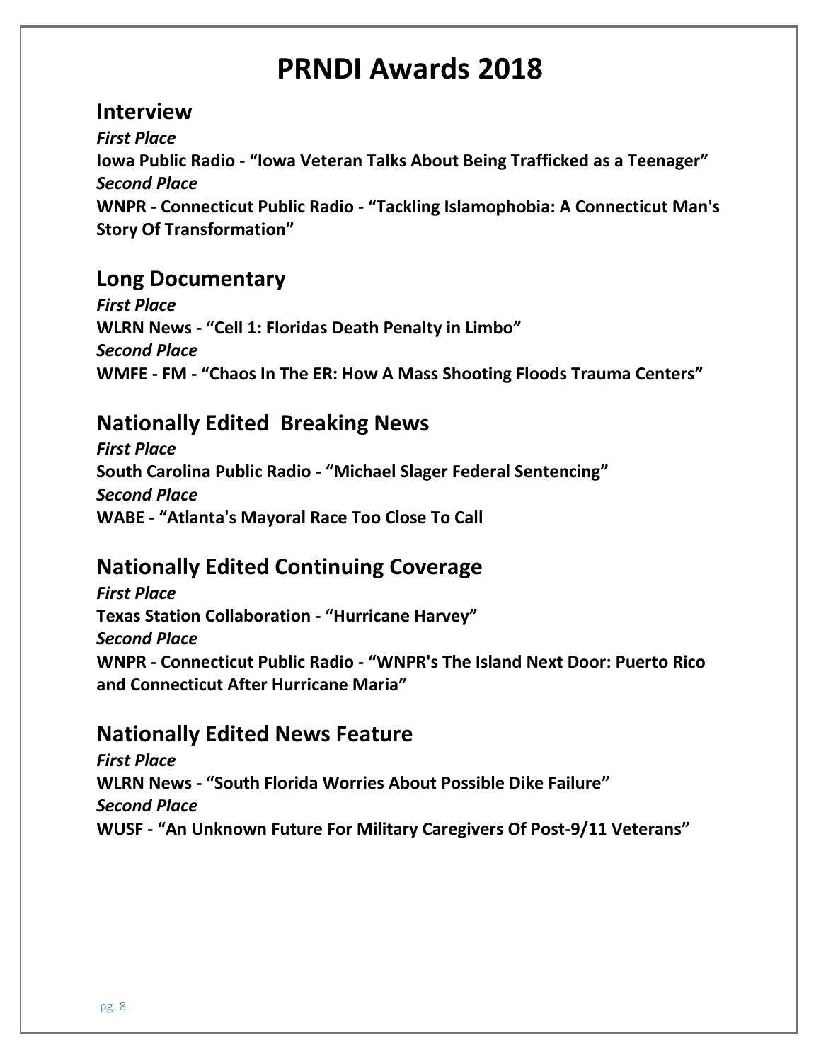# PRNDI Awards 2018

## Interview

***First Place***

**Iowa Public Radio - "Iowa Veteran Talks About Being Trafficked as a Teenager"**

***Second Place***

**WNPR - Connecticut Public Radio - "Tackling Islamophobia: A Connecticut Man's Story Of Transformation"**

## Long Documentary

***First Place***

**WLRN News - "Cell 1: Floridas Death Penalty in Limbo"**

***Second Place***

**WMFE - FM - "Chaos In The ER: How A Mass Shooting Floods Trauma Centers"**

## Nationally Edited Breaking News

***First Place***

**South Carolina Public Radio - "Michael Slager Federal Sentencing"**

***Second Place***

**WABE - "Atlanta's Mayoral Race Too Close To Call**

## Nationally Edited Continuing Coverage

***First Place***

**Texas Station Collaboration - "Hurricane Harvey"**

***Second Place***

**WNPR - Connecticut Public Radio - "WNPR's The Island Next Door: Puerto Rico and Connecticut After Hurricane Maria"**

## Nationally Edited News Feature

***First Place***

**WLRN News - "South Florida Worries About Possible Dike Failure"**

***Second Place***

**WUSF - "An Unknown Future For Military Caregivers Of Post-9/11 Veterans"**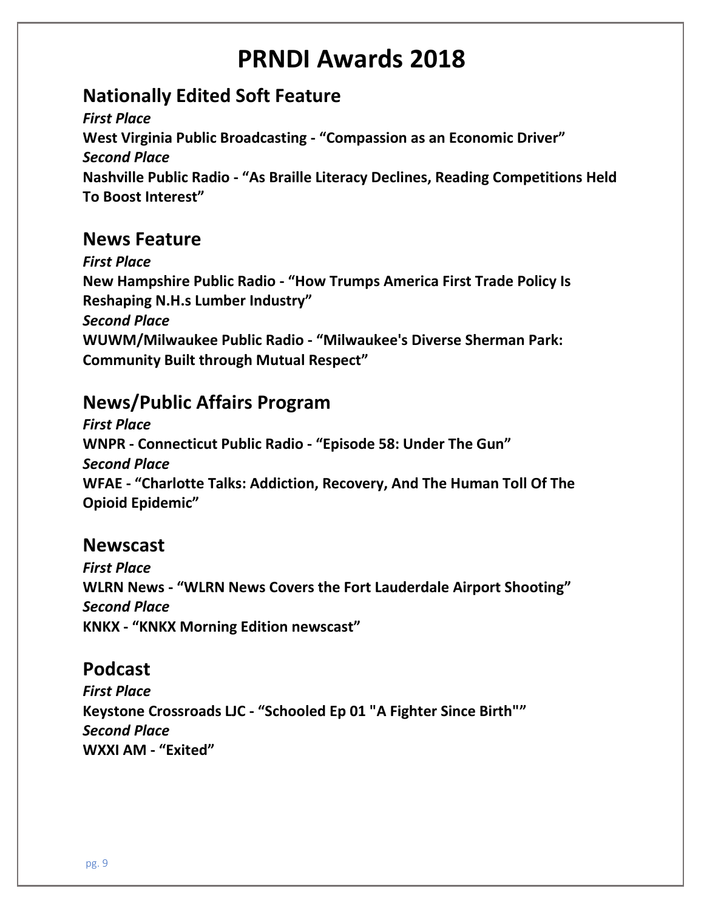# PRNDI Awards 2018

## Nationally Edited Soft Feature

***First Place***

**West Virginia Public Broadcasting - “Compassion as an Economic Driver”**

***Second Place***

**Nashville Public Radio - “As Braille Literacy Declines, Reading Competitions Held To Boost Interest”**

## News Feature

***First Place***

**New Hampshire Public Radio - “How Trumps America First Trade Policy Is Reshaping N.H.s Lumber Industry”**

***Second Place***

**WUWM/Milwaukee Public Radio - “Milwaukee's Diverse Sherman Park: Community Built through Mutual Respect”**

## News/Public Affairs Program

***First Place***

**WNPR - Connecticut Public Radio - “Episode 58: Under The Gun”**

***Second Place***

**WFAE - “Charlotte Talks: Addiction, Recovery, And The Human Toll Of The Opioid Epidemic”**

## Newscast

***First Place***

**WLRN News - “WLRN News Covers the Fort Lauderdale Airport Shooting”**

***Second Place***

**KNKX - “KNKX Morning Edition newscast”**

## Podcast

***First Place***

**Keystone Crossroads LJC - “Schooled Ep 01 "A Fighter Since Birth"”**

***Second Place***

**WXXI AM - “Exited”**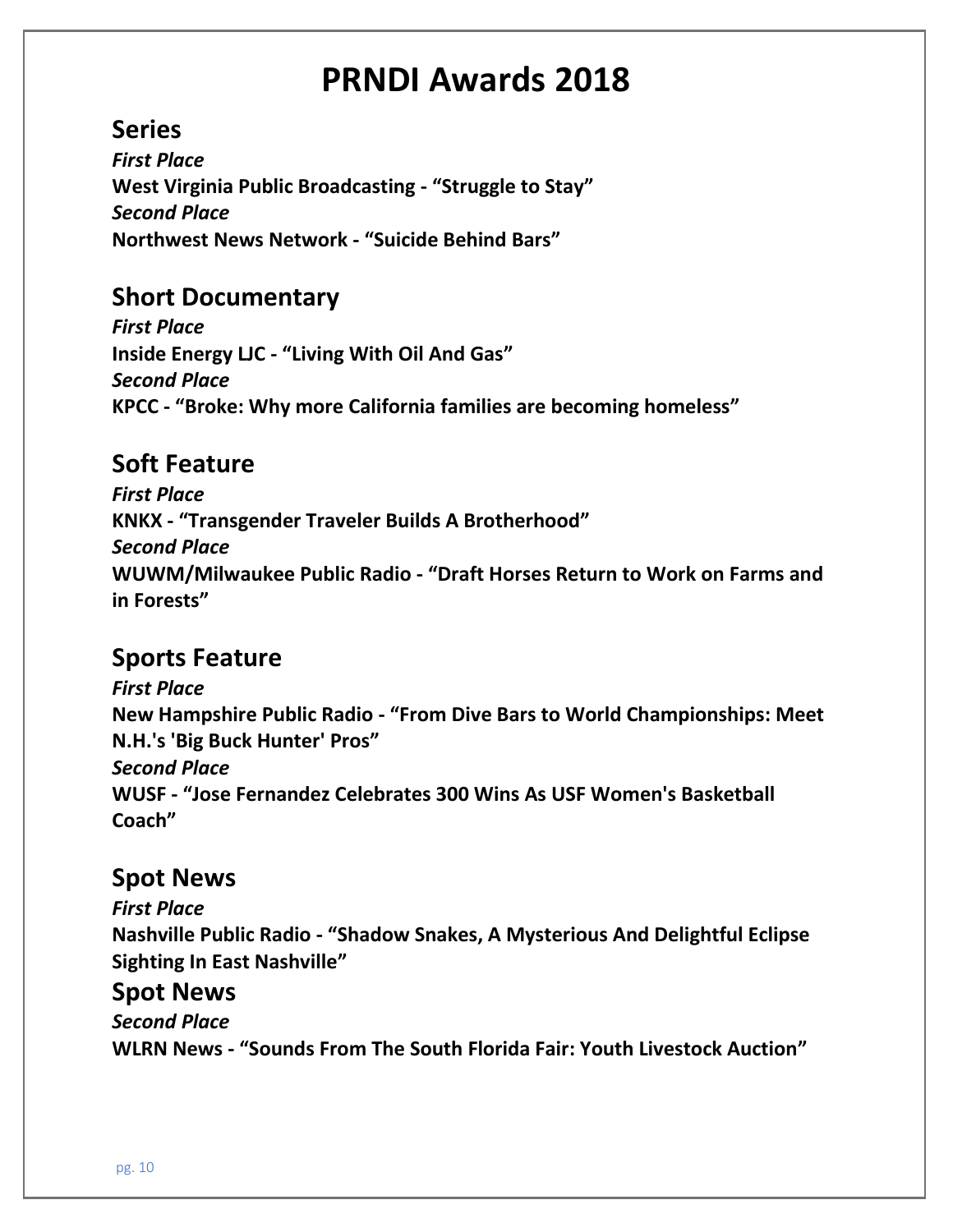# PRNDI Awards 2018

## Series

***First Place***

**West Virginia Public Broadcasting - "Struggle to Stay"**

***Second Place***

**Northwest News Network - "Suicide Behind Bars"**

## Short Documentary

***First Place***

**Inside Energy LJC - "Living With Oil And Gas"**

***Second Place***

**KPCC - "Broke: Why more California families are becoming homeless"**

## Soft Feature

***First Place***

**KNKX - "Transgender Traveler Builds A Brotherhood"**

***Second Place***

**WUWM/Milwaukee Public Radio - "Draft Horses Return to Work on Farms and in Forests"**

## Sports Feature

***First Place***

**New Hampshire Public Radio - "From Dive Bars to World Championships: Meet N.H.'s 'Big Buck Hunter' Pros"**

***Second Place***

**WUSF - "Jose Fernandez Celebrates 300 Wins As USF Women's Basketball Coach"**

## Spot News

***First Place***

**Nashville Public Radio - "Shadow Snakes, A Mysterious And Delightful Eclipse Sighting In East Nashville"**

## Spot News

***Second Place***

**WLRN News - "Sounds From The South Florida Fair: Youth Livestock Auction"**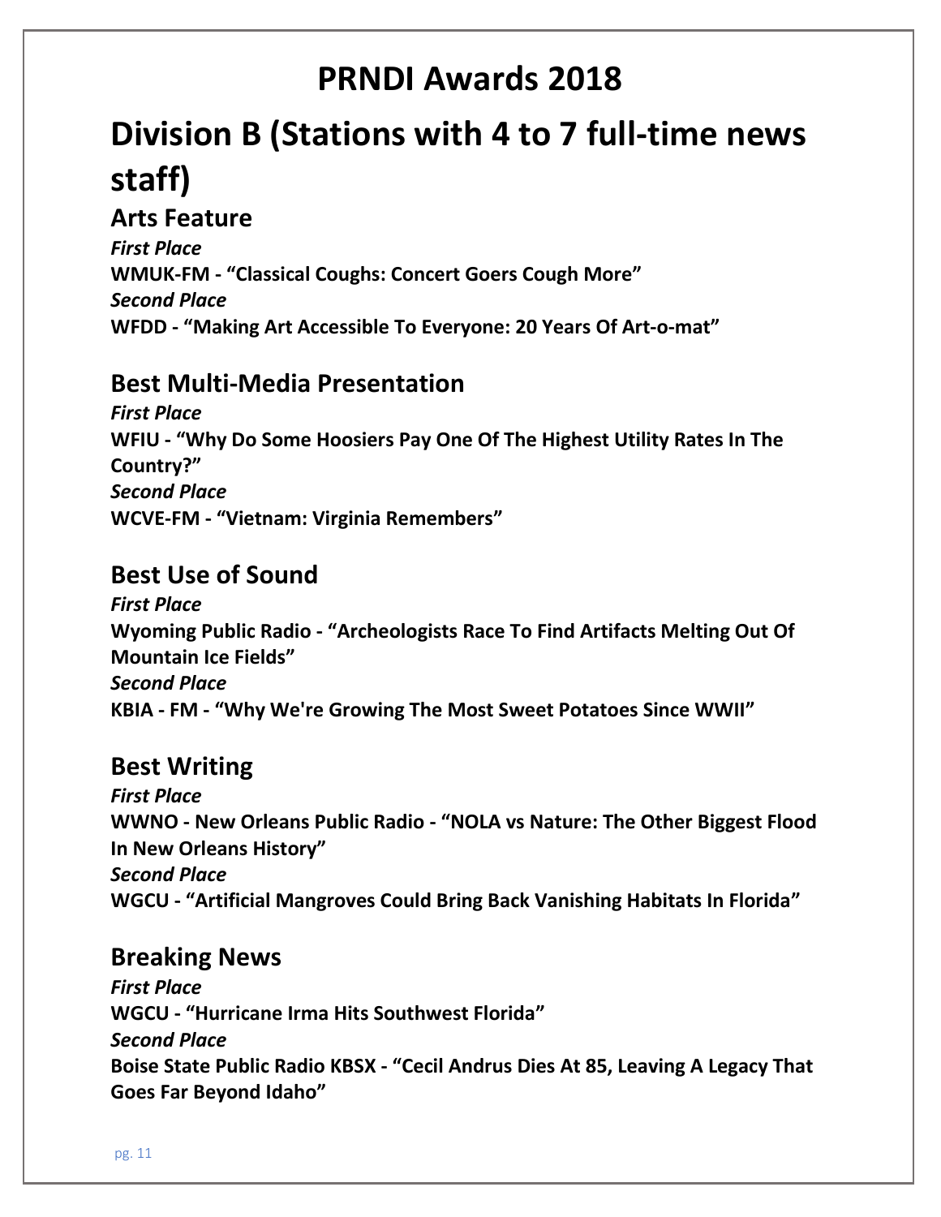# PRNDI Awards 2018

## Division B (Stations with 4 to 7 full-time news staff)

### Arts Feature

***First Place***

**WMUK-FM - "Classical Coughs: Concert Goers Cough More"**

***Second Place***

**WFDD - "Making Art Accessible To Everyone: 20 Years Of Art-o-mat"**

### Best Multi-Media Presentation

***First Place***

**WFIU - "Why Do Some Hoosiers Pay One Of The Highest Utility Rates In The Country?"**

***Second Place***

**WCVE-FM - "Vietnam: Virginia Remembers"**

### Best Use of Sound

***First Place***

**Wyoming Public Radio - "Archeologists Race To Find Artifacts Melting Out Of Mountain Ice Fields"**

***Second Place***

**KBIA - FM - "Why We're Growing The Most Sweet Potatoes Since WWII"**

### Best Writing

***First Place***

**WWNO - New Orleans Public Radio - "NOLA vs Nature: The Other Biggest Flood In New Orleans History"**

***Second Place***

**WGCU - "Artificial Mangroves Could Bring Back Vanishing Habitats In Florida"**

### Breaking News

***First Place***

**WGCU - "Hurricane Irma Hits Southwest Florida"**

***Second Place***

**Boise State Public Radio KBSX - "Cecil Andrus Dies At 85, Leaving A Legacy That Goes Far Beyond Idaho"**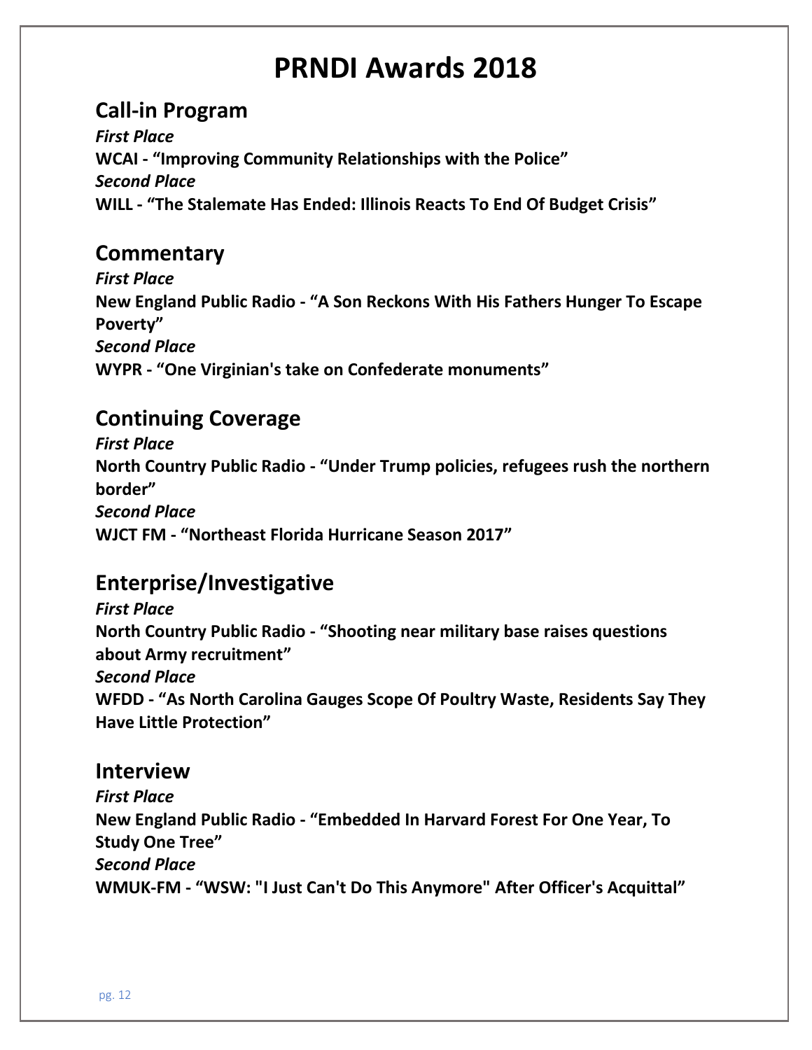# PRNDI Awards 2018

## Call-in Program

***First Place***

**WCAI - "Improving Community Relationships with the Police"**

***Second Place***

**WILL - "The Stalemate Has Ended: Illinois Reacts To End Of Budget Crisis"**

## Commentary

***First Place***

**New England Public Radio - "A Son Reckons With His Fathers Hunger To Escape Poverty"**

***Second Place***

**WYPR - "One Virginian's take on Confederate monuments"**

## Continuing Coverage

***First Place***

**North Country Public Radio - "Under Trump policies, refugees rush the northern border"**

***Second Place***

**WJCT FM - "Northeast Florida Hurricane Season 2017"**

## Enterprise/Investigative

***First Place***

**North Country Public Radio - "Shooting near military base raises questions about Army recruitment"**

***Second Place***

**WFDD - "As North Carolina Gauges Scope Of Poultry Waste, Residents Say They Have Little Protection"**

## Interview

***First Place***

**New England Public Radio - "Embedded In Harvard Forest For One Year, To Study One Tree"**

***Second Place***

**WMUK-FM - "WSW: "I Just Can't Do This Anymore" After Officer's Acquittal"**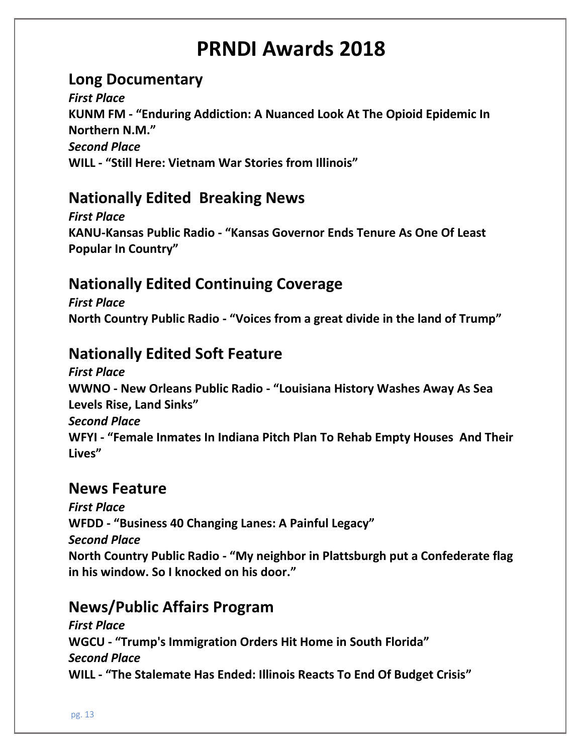# PRNDI Awards 2018

## Long Documentary

***First Place***

**KUNM FM - "Enduring Addiction: A Nuanced Look At The Opioid Epidemic In Northern N.M."**

***Second Place***

**WILL - "Still Here: Vietnam War Stories from Illinois"**

## Nationally Edited Breaking News

***First Place***

**KANU-Kansas Public Radio - "Kansas Governor Ends Tenure As One Of Least Popular In Country"**

## Nationally Edited Continuing Coverage

***First Place***

**North Country Public Radio - "Voices from a great divide in the land of Trump"**

## Nationally Edited Soft Feature

***First Place***

**WWNO - New Orleans Public Radio - "Louisiana History Washes Away As Sea Levels Rise, Land Sinks"**

***Second Place***

**WFYI - "Female Inmates In Indiana Pitch Plan To Rehab Empty Houses And Their Lives"**

## News Feature

***First Place***

**WFDD - "Business 40 Changing Lanes: A Painful Legacy"**

***Second Place***

**North Country Public Radio - "My neighbor in Plattsburgh put a Confederate flag in his window. So I knocked on his door."**

## News/Public Affairs Program

***First Place***

**WGCU - "Trump's Immigration Orders Hit Home in South Florida"**

***Second Place***

**WILL - "The Stalemate Has Ended: Illinois Reacts To End Of Budget Crisis"**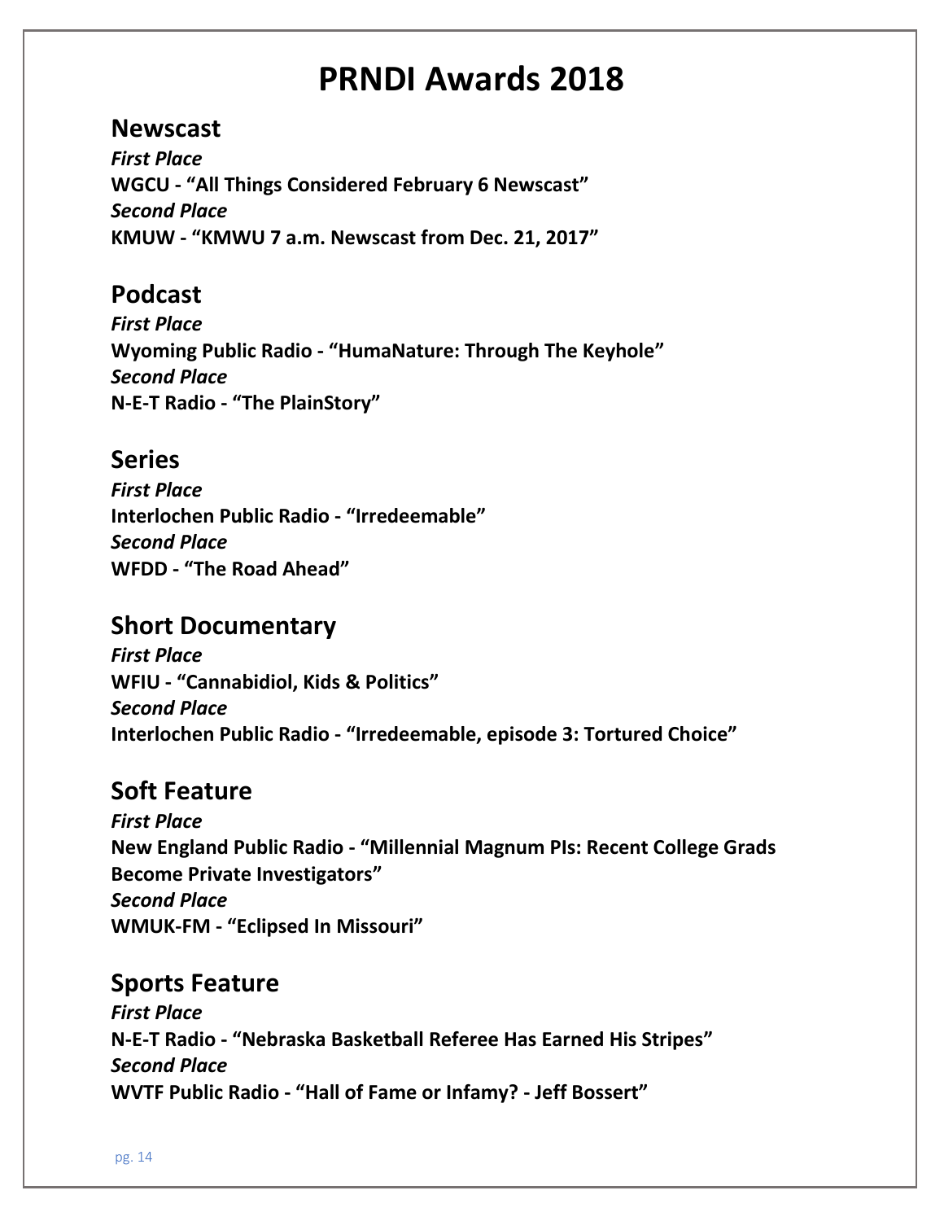# PRNDI Awards 2018

## Newscast

***First Place***

**WGCU - “All Things Considered February 6 Newscast”**

***Second Place***

**KMUW - “KMWU 7 a.m. Newscast from Dec. 21, 2017”**

## Podcast

***First Place***

**Wyoming Public Radio - “HumaNature: Through The Keyhole”**

***Second Place***

**N-E-T Radio - “The PlainStory”**

## Series

***First Place***

**Interlochen Public Radio - “Irredeemable”**

***Second Place***

**WFDD - “The Road Ahead”**

## Short Documentary

***First Place***

**WFIU - “Cannabidiol, Kids & Politics”**

***Second Place***

**Interlochen Public Radio - “Irredeemable, episode 3: Tortured Choice”**

## Soft Feature

***First Place***

**New England Public Radio - “Millennial Magnum PIs: Recent College Grads Become Private Investigators”**

***Second Place***

**WMUK-FM - “Eclipsed In Missouri”**

## Sports Feature

***First Place***

**N-E-T Radio - “Nebraska Basketball Referee Has Earned His Stripes”**

***Second Place***

**WVTF Public Radio - “Hall of Fame or Infamy? - Jeff Bossert”**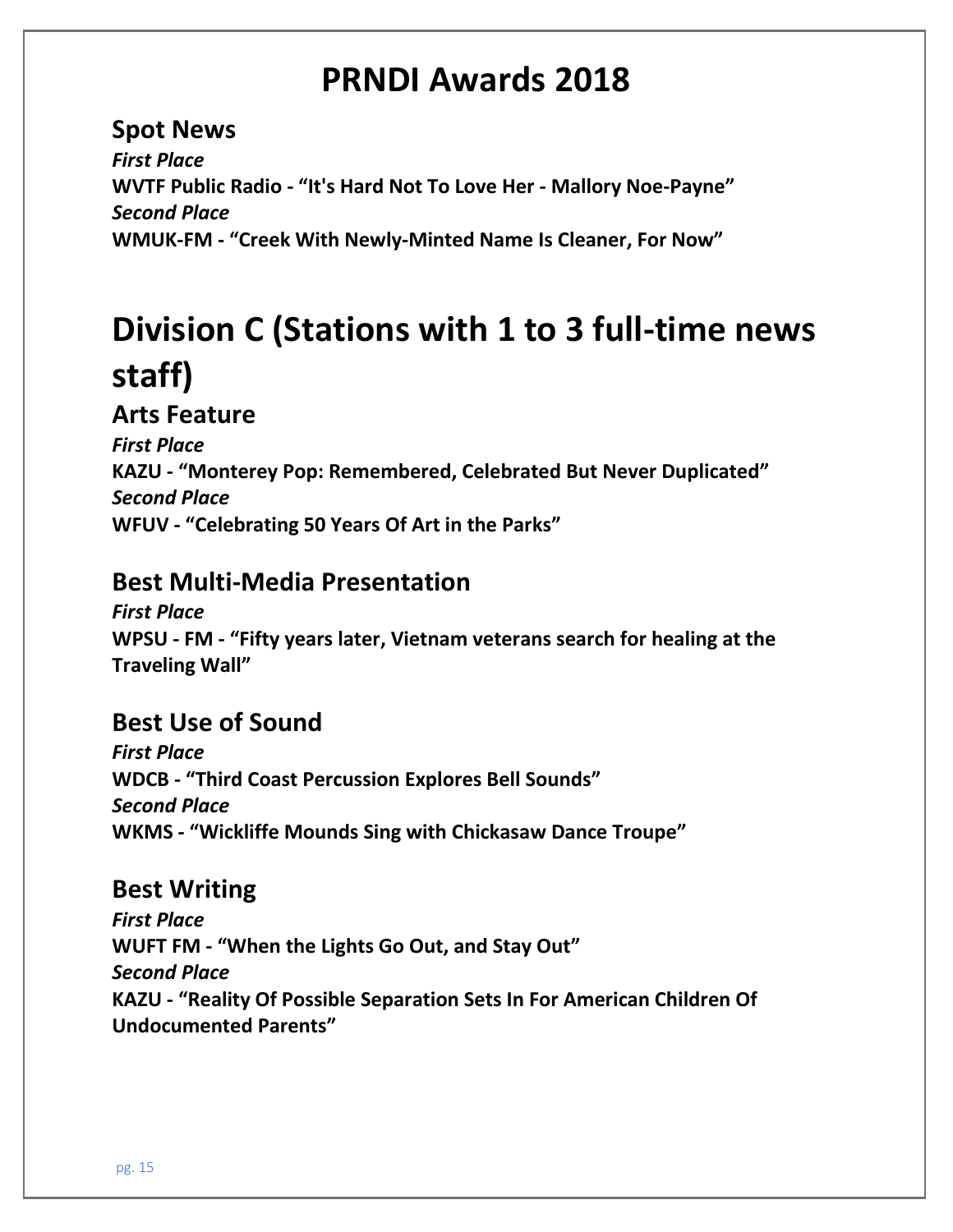# PRNDI Awards 2018

### Spot News

***First Place***

**WVTF Public Radio - "It's Hard Not To Love Her - Mallory Noe-Payne"**

***Second Place***

**WMUK-FM - "Creek With Newly-Minted Name Is Cleaner, For Now"**

## Division C (Stations with 1 to 3 full-time news staff)

### Arts Feature

***First Place***

**KAZU - "Monterey Pop: Remembered, Celebrated But Never Duplicated"**

***Second Place***

**WFUV - "Celebrating 50 Years Of Art in the Parks"**

### Best Multi-Media Presentation

***First Place***

**WPSU - FM - "Fifty years later, Vietnam veterans search for healing at the Traveling Wall"**

### Best Use of Sound

***First Place***

**WDCB - "Third Coast Percussion Explores Bell Sounds"**

***Second Place***

**WKMS - "Wickliffe Mounds Sing with Chickasaw Dance Troupe"**

### Best Writing

***First Place***

**WUFT FM - "When the Lights Go Out, and Stay Out"**

***Second Place***

**KAZU - "Reality Of Possible Separation Sets In For American Children Of Undocumented Parents"**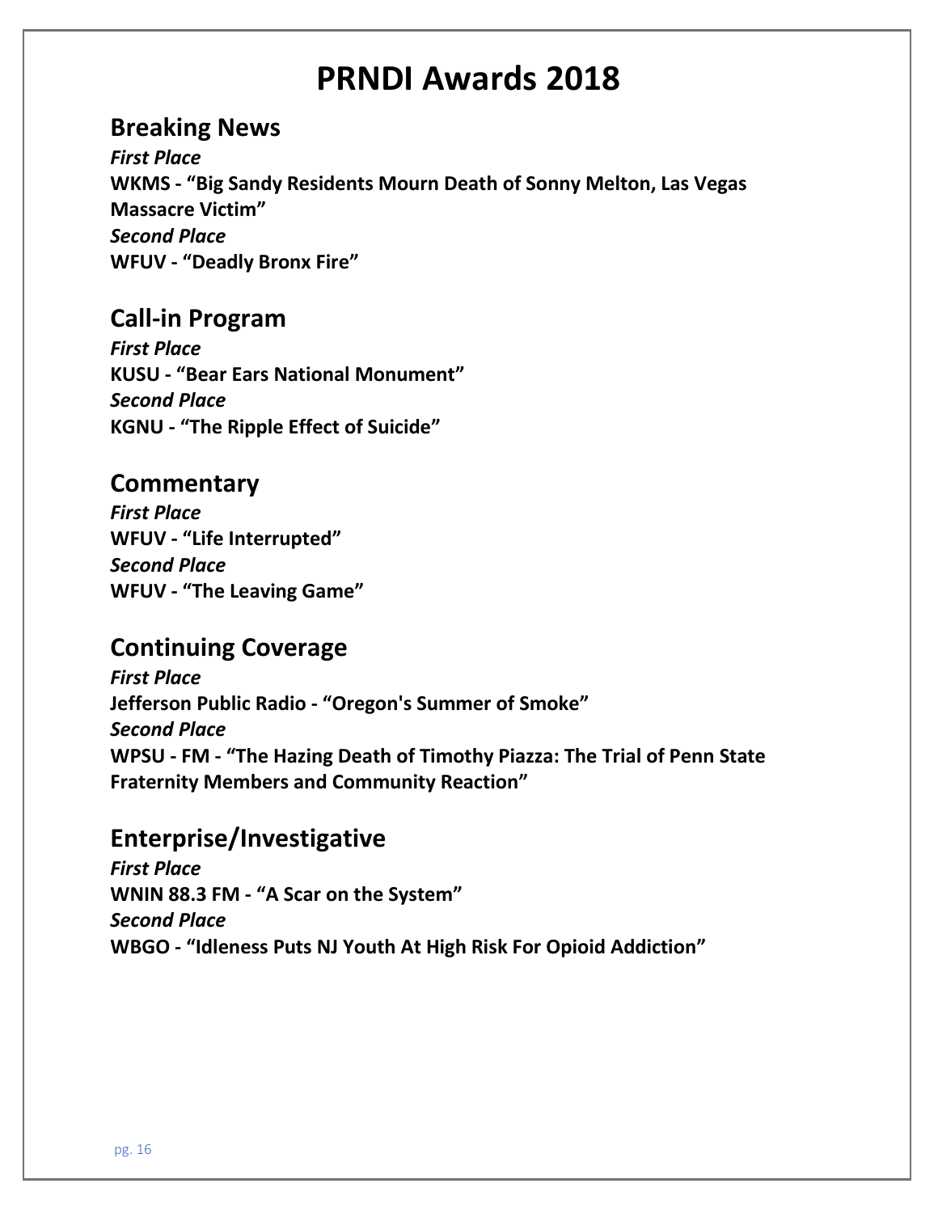# PRNDI Awards 2018

## Breaking News

***First Place***

**WKMS - "Big Sandy Residents Mourn Death of Sonny Melton, Las Vegas Massacre Victim"**

***Second Place***

**WFUV - "Deadly Bronx Fire"**

## Call-in Program

***First Place***

**KUSU - "Bear Ears National Monument"**

***Second Place***

**KGNU - "The Ripple Effect of Suicide"**

## Commentary

***First Place***

**WFUV - "Life Interrupted"**

***Second Place***

**WFUV - "The Leaving Game"**

## Continuing Coverage

***First Place***

**Jefferson Public Radio - "Oregon's Summer of Smoke"**

***Second Place***

**WPSU - FM - "The Hazing Death of Timothy Piazza: The Trial of Penn State Fraternity Members and Community Reaction"**

## Enterprise/Investigative

***First Place***

**WNIN 88.3 FM - "A Scar on the System"**

***Second Place***

**WBGO - "Idleness Puts NJ Youth At High Risk For Opioid Addiction"**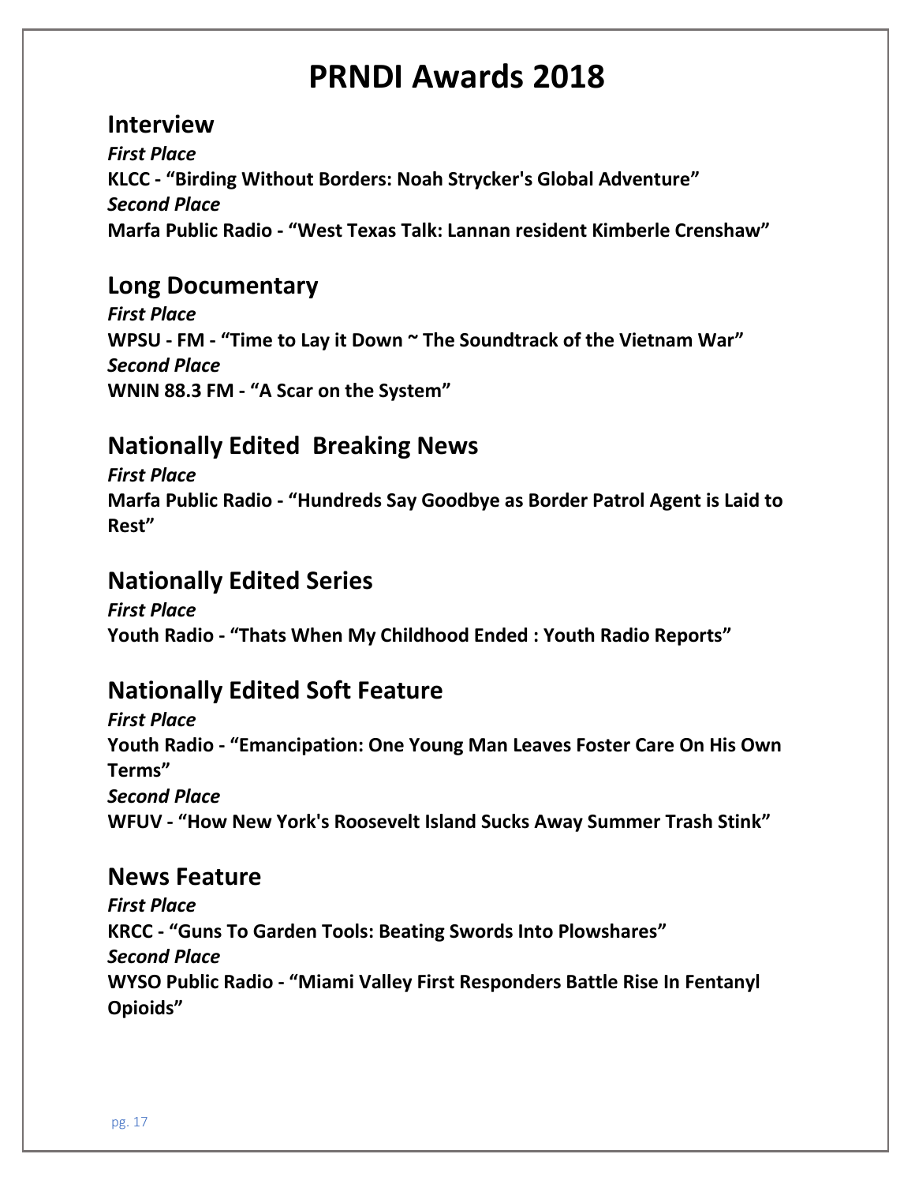# PRNDI Awards 2018

## Interview

***First Place***

**KLCC - "Birding Without Borders: Noah Strycker's Global Adventure"**

***Second Place***

**Marfa Public Radio - "West Texas Talk: Lannan resident Kimberle Crenshaw"**

## Long Documentary

***First Place***

**WPSU - FM - "Time to Lay it Down ~ The Soundtrack of the Vietnam War"**

***Second Place***

**WNIN 88.3 FM - "A Scar on the System"**

## Nationally Edited Breaking News

***First Place***

**Marfa Public Radio - "Hundreds Say Goodbye as Border Patrol Agent is Laid to Rest"**

## Nationally Edited Series

***First Place***

**Youth Radio - "Thats When My Childhood Ended : Youth Radio Reports"**

## Nationally Edited Soft Feature

***First Place***

**Youth Radio - "Emancipation: One Young Man Leaves Foster Care On His Own Terms"**

***Second Place***

**WFUV - "How New York's Roosevelt Island Sucks Away Summer Trash Stink"**

## News Feature

***First Place***

**KRCC - "Guns To Garden Tools: Beating Swords Into Plowshares"**

***Second Place***

**WYSO Public Radio - "Miami Valley First Responders Battle Rise In Fentanyl Opioids"**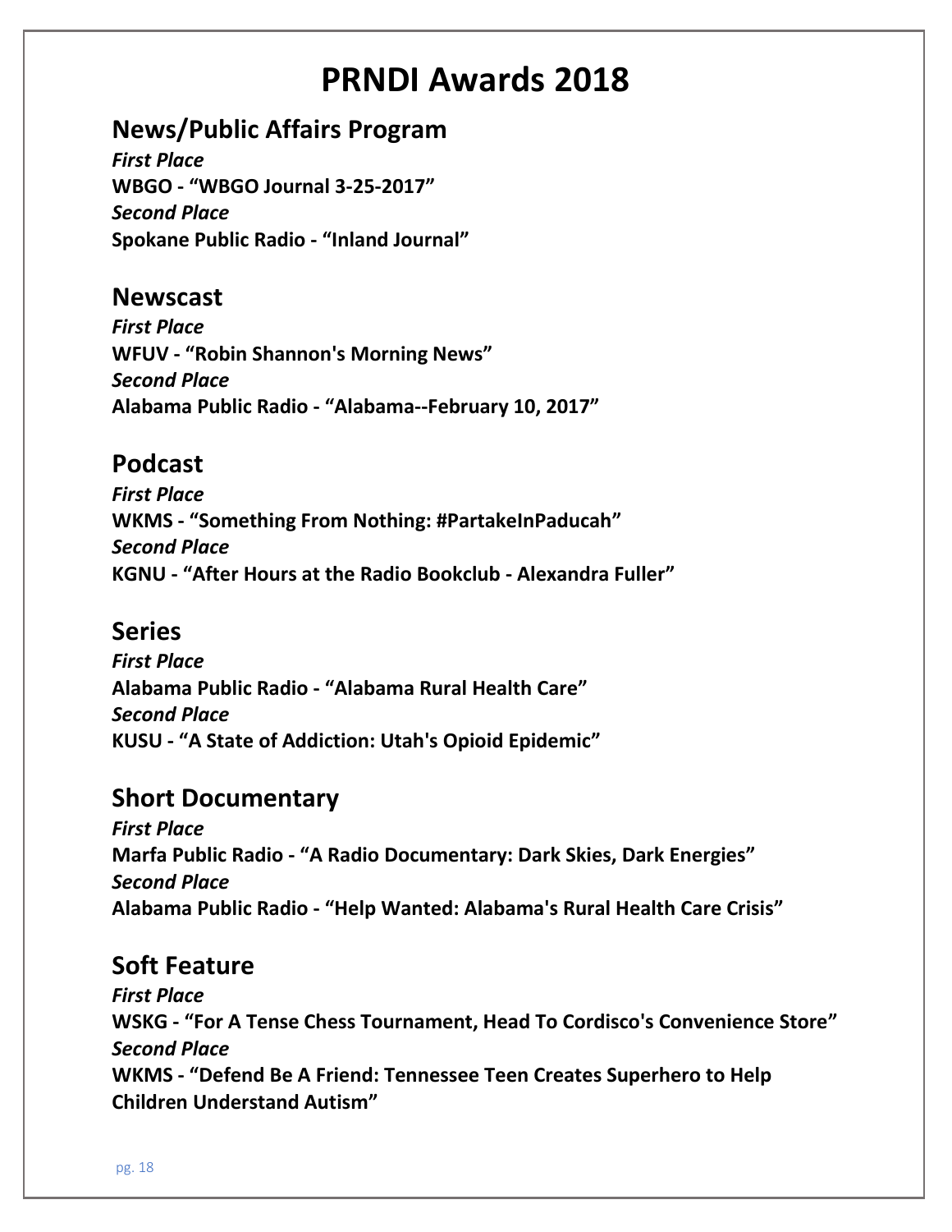# PRNDI Awards 2018

## News/Public Affairs Program

***First Place***

**WBGO - "WBGO Journal 3-25-2017"**

***Second Place***

**Spokane Public Radio - "Inland Journal"**

## Newscast

***First Place***

**WFUV - "Robin Shannon's Morning News"**

***Second Place***

**Alabama Public Radio - "Alabama--February 10, 2017"**

## Podcast

***First Place***

**WKMS - "Something From Nothing: #PartakeInPaducah"**

***Second Place***

**KGNU - "After Hours at the Radio Bookclub - Alexandra Fuller"**

## Series

***First Place***

**Alabama Public Radio - "Alabama Rural Health Care"**

***Second Place***

**KUSU - "A State of Addiction: Utah's Opioid Epidemic"**

## Short Documentary

***First Place***

**Marfa Public Radio - "A Radio Documentary: Dark Skies, Dark Energies"**

***Second Place***

**Alabama Public Radio - "Help Wanted: Alabama's Rural Health Care Crisis"**

## Soft Feature

***First Place***

**WSKG - "For A Tense Chess Tournament, Head To Cordisco's Convenience Store"**

***Second Place***

**WKMS - "Defend Be A Friend: Tennessee Teen Creates Superhero to Help Children Understand Autism"**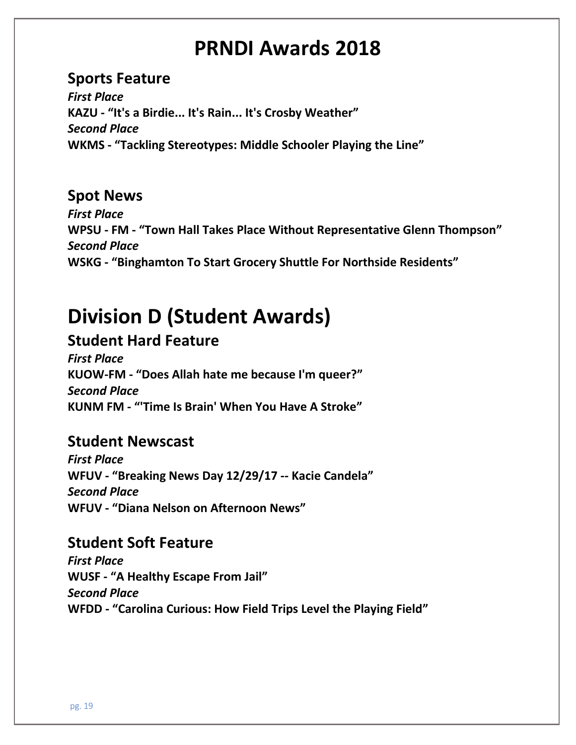# PRNDI Awards 2018

## Sports Feature

***First Place***

**KAZU - “It's a Birdie... It's Rain... It's Crosby Weather”**

***Second Place***

**WKMS - “Tackling Stereotypes: Middle Schooler Playing the Line”**

## Spot News

***First Place***

**WPSU - FM - “Town Hall Takes Place Without Representative Glenn Thompson”**

***Second Place***

**WSKG - “Binghamton To Start Grocery Shuttle For Northside Residents”**

# Division D (Student Awards)

## Student Hard Feature

***First Place***

**KUOW-FM - “Does Allah hate me because I'm queer?”**

***Second Place***

**KUNM FM - “'Time Is Brain' When You Have A Stroke”**

## Student Newscast

***First Place***

**WFUV - “Breaking News Day 12/29/17 -- Kacie Candela”**

***Second Place***

**WFUV - “Diana Nelson on Afternoon News”**

## Student Soft Feature

***First Place***

**WUSF - “A Healthy Escape From Jail”**

***Second Place***

**WFDD - “Carolina Curious: How Field Trips Level the Playing Field”**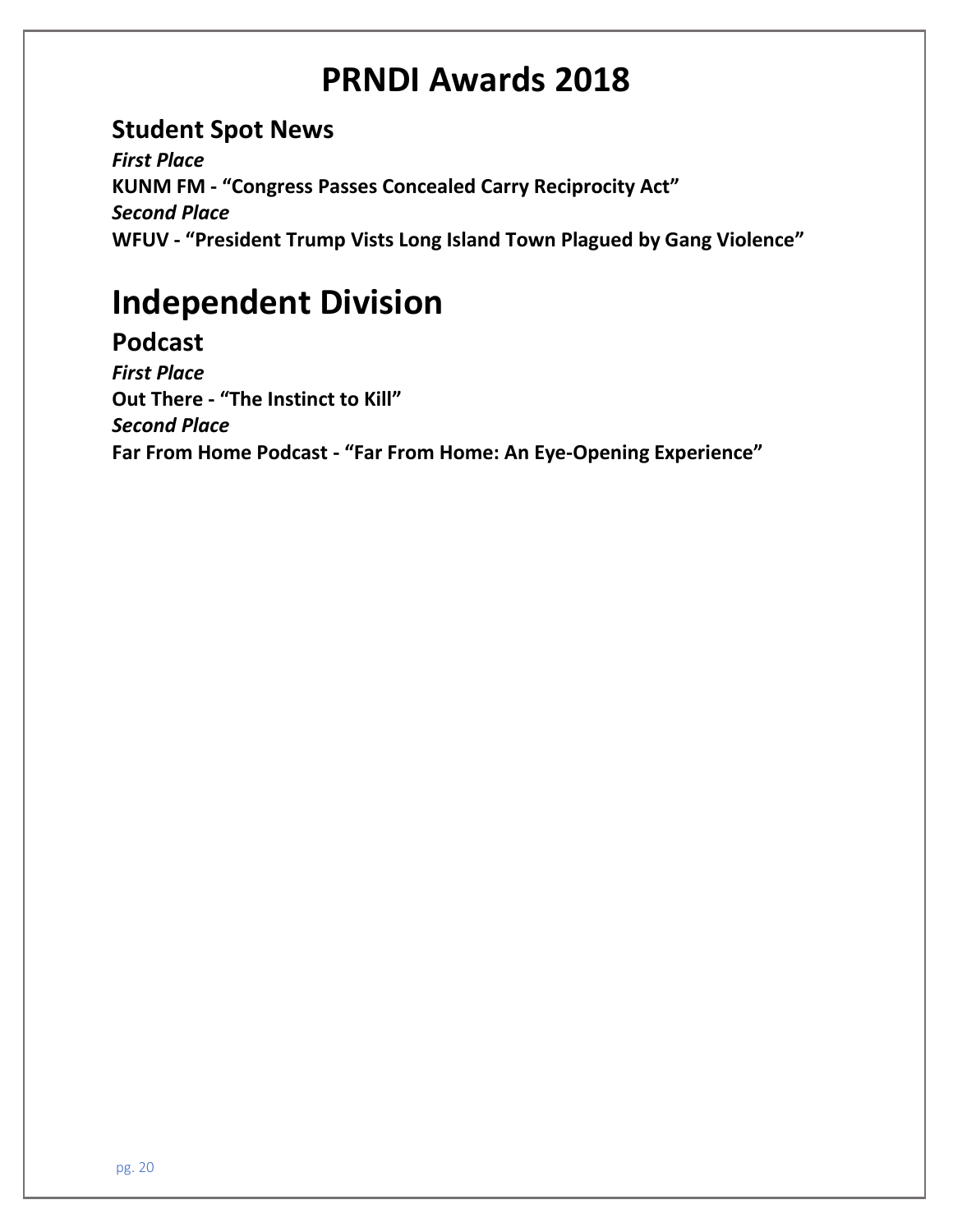# PRNDI Awards 2018

## Student Spot News

***First Place***

**KUNM FM - "Congress Passes Concealed Carry Reciprocity Act"**

***Second Place***

**WFUV - "President Trump Vists Long Island Town Plagued by Gang Violence"**

# Independent Division

## Podcast

***First Place***

**Out There - "The Instinct to Kill"**

***Second Place***

**Far From Home Podcast - "Far From Home: An Eye-Opening Experience"**